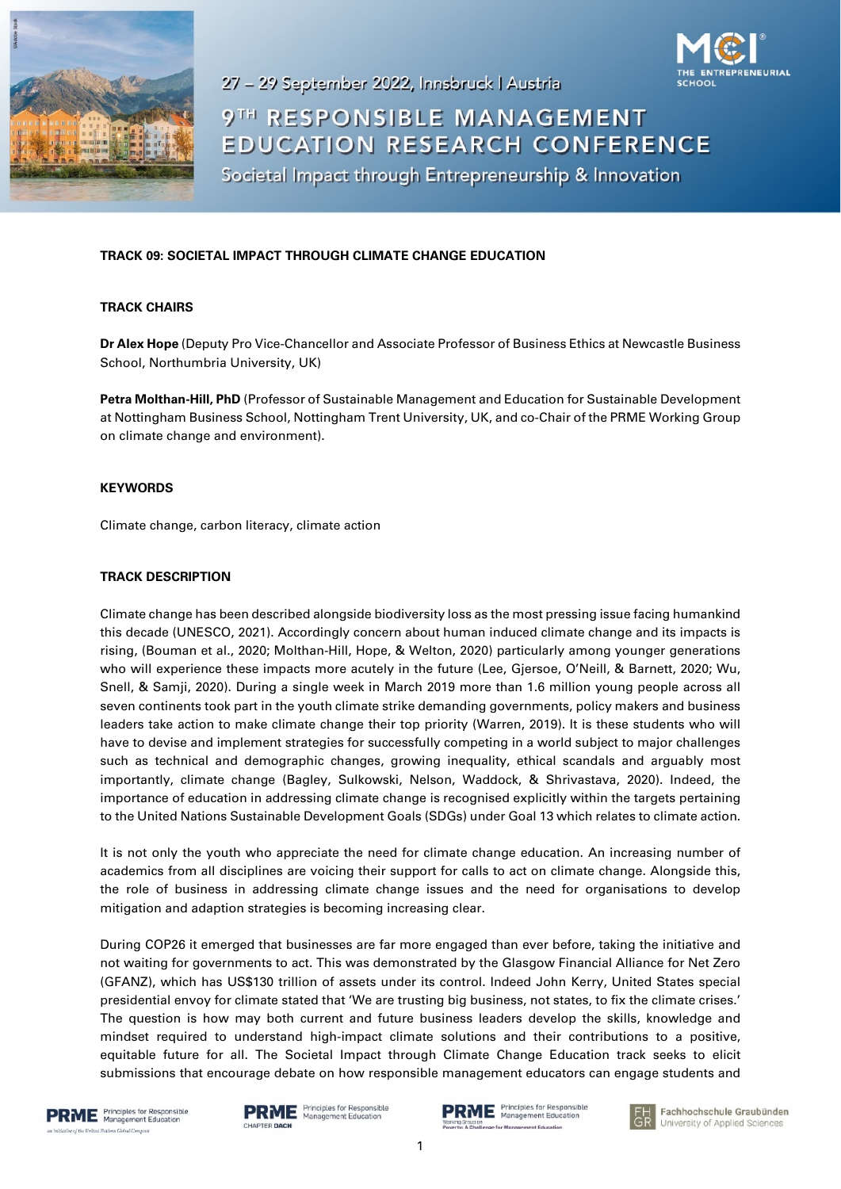27 – 29 September 2022, Innsbruck | Austria

# 9TH RESPONSIBLE MANAGEMENT EDUCATION RESEARCH CONFERENCE

Societal Impact through Entrepreneurship & Innovation

## TRACK 09: SOCIETAL IMPACT THROUGH CLIMATE CHANGE EDUCATION

### TRACK CHAIRS

**Dr Alex Hope** (Deputy Pro Vice-Chancellor and Associate Professor of Business Ethics at Newcastle Business School, Northumbria University, UK)

**Petra Molthan-Hill, PhD** (Professor of Sustainable Management and Education for Sustainable Development at Nottingham Business School, Nottingham Trent University, UK, and co-Chair of the PRME Working Group on climate change and environment).

### KEYWORDS

Climate change, carbon literacy, climate action

### TRACK DESCRIPTION

Climate change has been described alongside biodiversity loss as the most pressing issue facing humankind this decade (UNESCO, 2021). Accordingly concern about human induced climate change and its impacts is rising, (Bouman et al., 2020; Molthan-Hill, Hope, & Welton, 2020) particularly among younger generations who will experience these impacts more acutely in the future (Lee, Gjersoe, O'Neill, & Barnett, 2020; Wu, Snell, & Samji, 2020). During a single week in March 2019 more than 1.6 million young people across all seven continents took part in the youth climate strike demanding governments, policy makers and business leaders take action to make climate change their top priority (Warren, 2019). It is these students who will have to devise and implement strategies for successfully competing in a world subject to major challenges such as technical and demographic changes, growing inequality, ethical scandals and arguably most importantly, climate change (Bagley, Sulkowski, Nelson, Waddock, & Shrivastava, 2020). Indeed, the importance of education in addressing climate change is recognised explicitly within the targets pertaining to the United Nations Sustainable Development Goals (SDGs) under Goal 13 which relates to climate action.

It is not only the youth who appreciate the need for climate change education. An increasing number of academics from all disciplines are voicing their support for calls to act on climate change. Alongside this, the role of business in addressing climate change issues and the need for organisations to develop mitigation and adaption strategies is becoming increasing clear.

During COP26 it emerged that businesses are far more engaged than ever before, taking the initiative and not waiting for governments to act. This was demonstrated by the Glasgow Financial Alliance for Net Zero (GFANZ), which has US$130 trillion of assets under its control. Indeed John Kerry, United States special presidential envoy for climate stated that 'We are trusting big business, not states, to fix the climate crises.' The question is how may both current and future business leaders develop the skills, knowledge and mindset required to understand high-impact climate solutions and their contributions to a positive, equitable future for all. The Societal Impact through Climate Change Education track seeks to elicit submissions that encourage debate on how responsible management educators can engage students and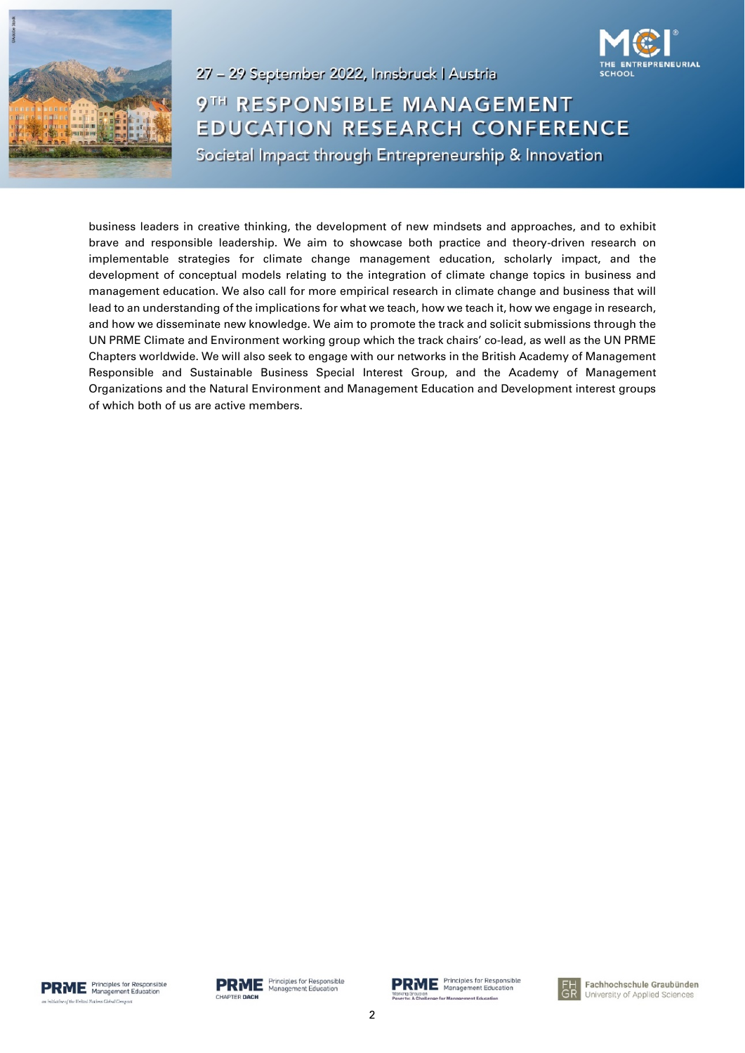business leaders in creative thinking, the development of new mindsets and approaches, and to exhibit brave and responsible leadership. We aim to showcase both practice and theory-driven research on implementable strategies for climate change management education, scholarly impact, and the development of conceptual models relating to the integration of climate change topics in business and management education. We also call for more empirical research in climate change and business that will lead to an understanding of the implications for what we teach, how we teach it, how we engage in research, and how we disseminate new knowledge. We aim to promote the track and solicit submissions through the UN PRME Climate and Environment working group which the track chairs' co-lead, as well as the UN PRME Chapters worldwide. We will also seek to engage with our networks in the British Academy of Management Responsible and Sustainable Business Special Interest Group, and the Academy of Management Organizations and the Natural Environment and Management Education and Development interest groups of which both of us are active members.